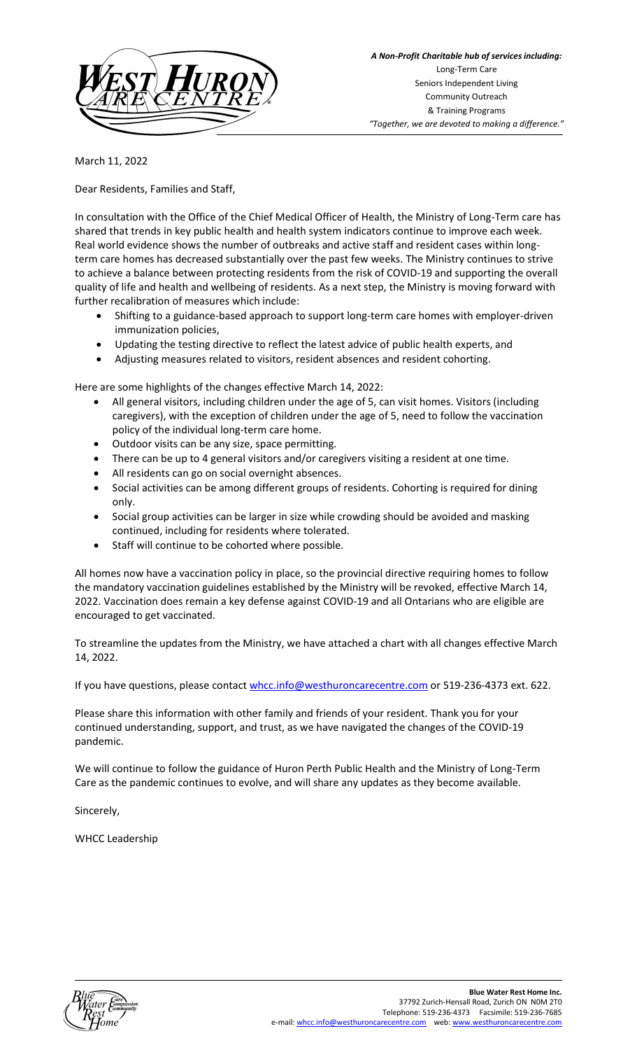*A Non-Profit Charitable hub of services including:*
Long-Term Care
Seniors Independent Living
Community Outreach
& Training Programs
*"Together, we are devoted to making a difference."*

March 11, 2022

Dear Residents, Families and Staff,

In consultation with the Office of the Chief Medical Officer of Health, the Ministry of Long-Term care has shared that trends in key public health and health system indicators continue to improve each week. Real world evidence shows the number of outbreaks and active staff and resident cases within long-term care homes has decreased substantially over the past few weeks. The Ministry continues to strive to achieve a balance between protecting residents from the risk of COVID-19 and supporting the overall quality of life and health and wellbeing of residents. As a next step, the Ministry is moving forward with further recalibration of measures which include:

- Shifting to a guidance-based approach to support long-term care homes with employer-driven immunization policies,
- Updating the testing directive to reflect the latest advice of public health experts, and
- Adjusting measures related to visitors, resident absences and resident cohorting.

Here are some highlights of the changes effective March 14, 2022:

- All general visitors, including children under the age of 5, can visit homes. Visitors (including caregivers), with the exception of children under the age of 5, need to follow the vaccination policy of the individual long-term care home.
- Outdoor visits can be any size, space permitting.
- There can be up to 4 general visitors and/or caregivers visiting a resident at one time.
- All residents can go on social overnight absences.
- Social activities can be among different groups of residents. Cohorting is required for dining only.
- Social group activities can be larger in size while crowding should be avoided and masking continued, including for residents where tolerated.
- Staff will continue to be cohorted where possible.

All homes now have a vaccination policy in place, so the provincial directive requiring homes to follow the mandatory vaccination guidelines established by the Ministry will be revoked, effective March 14, 2022. Vaccination does remain a key defense against COVID-19 and all Ontarians who are eligible are encouraged to get vaccinated.

To streamline the updates from the Ministry, we have attached a chart with all changes effective March 14, 2022.

If you have questions, please contact whcc.info@westhuroncarecentre.com or 519-236-4373 ext. 622.

Please share this information with other family and friends of your resident. Thank you for your continued understanding, support, and trust, as we have navigated the changes of the COVID-19 pandemic.

We will continue to follow the guidance of Huron Perth Public Health and the Ministry of Long-Term Care as the pandemic continues to evolve, and will share any updates as they become available.

Sincerely,

WHCC Leadership

**Blue Water Rest Home Inc.**
37792 Zurich-Hensall Road, Zurich ON N0M 2T0
Telephone: 519-236-4373 Facsimile: 519-236-7685
e-mail: whcc.info@westhuroncarecentre.com web: www.westhuroncarecentre.com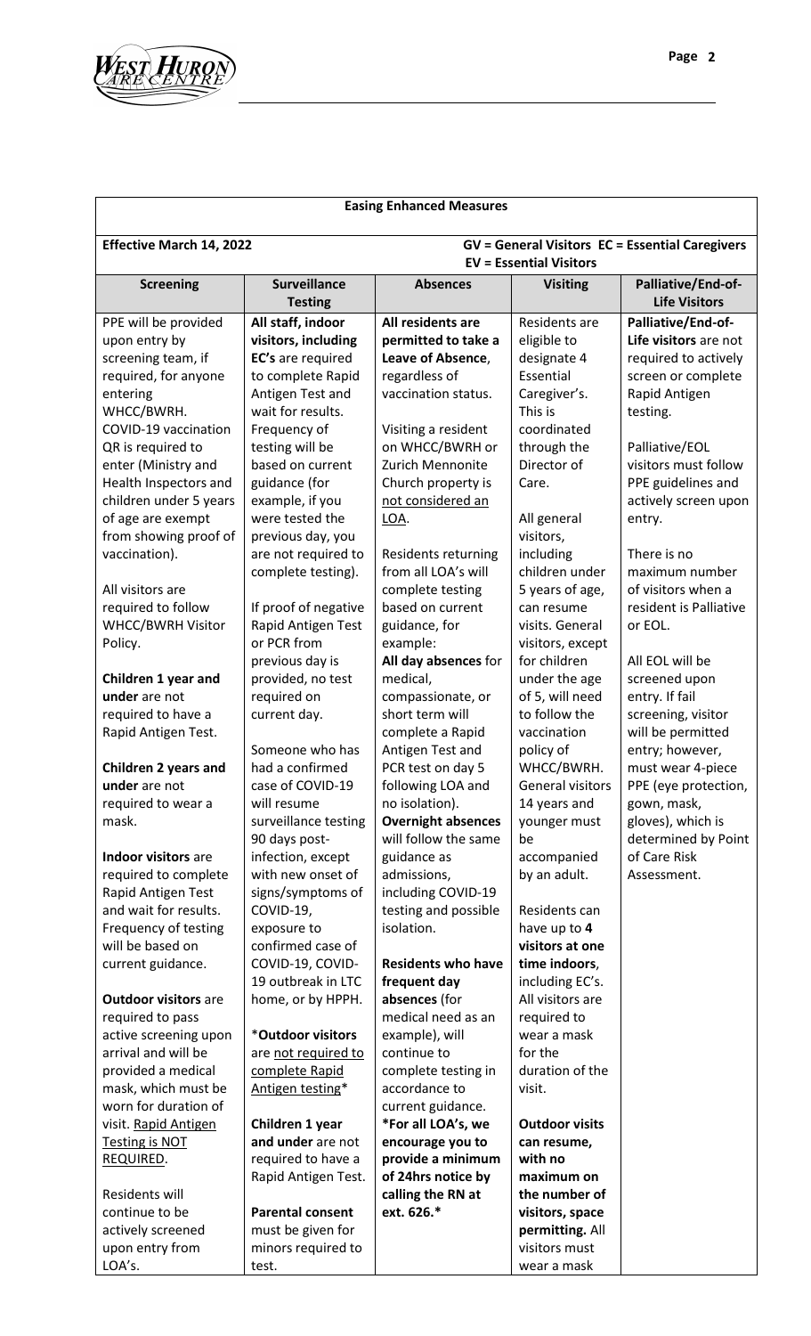**Easing Enhanced Measures**

**Effective March 14, 2022** — **GV = General Visitors EC = Essential Caregivers EV = Essential Visitors**

| Screening | Surveillance Testing | Absences | Visiting | Palliative/End-of-Life Visitors |
|---|---|---|---|---|
| PPE will be provided upon entry by screening team, if required, for anyone entering WHCC/BWRH.<br><br>COVID-19 vaccination QR is required to enter (Ministry and Health Inspectors and children under 5 years of age are exempt from showing proof of vaccination).<br><br>All visitors are required to follow WHCC/BWRH Visitor Policy.<br><br>**Children 1 year and under** are not required to have a Rapid Antigen Test.<br><br>**Children 2 years and under** are not required to wear a mask.<br><br>**Indoor visitors** are required to complete Rapid Antigen Test and wait for results. Frequency of testing will be based on current guidance.<br><br>**Outdoor visitors** are required to pass active screening upon arrival and will be provided a medical mask, which must be worn for duration of visit. <u>Rapid Antigen Testing is NOT REQUIRED</u>.<br><br>Residents will continue to be actively screened upon entry from LOA's. | **All staff, indoor visitors, including EC's** are required to complete Rapid Antigen Test and wait for results. Frequency of testing will be based on current guidance (for example, if you were tested the previous day, you are not required to complete testing).<br><br>If proof of negative Rapid Antigen Test or PCR from previous day is provided, no test required on current day.<br><br>Someone who has had a confirmed case of COVID-19 will resume surveillance testing 90 days post-infection, except with new onset of signs/symptoms of COVID-19, exposure to confirmed case of COVID-19, COVID-19 outbreak in LTC home, or by HPPH.<br><br>*<u>**Outdoor visitors** are not required to complete Rapid Antigen testing</u>*<br><br>**Children 1 year and under** are not required to have a Rapid Antigen Test.<br><br>**Parental consent** must be given for minors required to test. | **All residents are permitted to take a Leave of Absence**, regardless of vaccination status.<br><br>Visiting a resident on WHCC/BWRH or Zurich Mennonite Church property is <u>not considered an LOA</u>.<br><br>Residents returning from all LOA's will complete testing based on current guidance, for example:<br>**All day absences** for medical, compassionate, or short term will complete a Rapid Antigen Test and PCR test on day 5 following LOA and no isolation).<br>**Overnight absences** will follow the same guidance as admissions, including COVID-19 testing and possible isolation.<br><br>**Residents who have frequent day absences** (for medical need as an example), will continue to complete testing in accordance to current guidance.<br>***For all LOA's, we encourage you to provide a minimum of 24hrs notice by calling the RN at ext. 626.*** | Residents are eligible to designate 4 Essential Caregiver's. This is coordinated through the Director of Care.<br><br>All general visitors, including children under 5 years of age, can resume visits. General visitors, except for children under the age of 5, will need to follow the vaccination policy of WHCC/BWRH. General visitors 14 years and younger must be accompanied by an adult.<br><br>Residents can have up to **4 visitors at one time indoors**, including EC's. All visitors are required to wear a mask for the duration of the visit.<br><br>**Outdoor visits can resume, with no maximum on the number of visitors, space permitting.** All visitors must wear a mask | **Palliative/End-of-Life visitors** are not required to actively screen or complete Rapid Antigen testing.<br><br>Palliative/EOL visitors must follow PPE guidelines and actively screen upon entry.<br><br>There is no maximum number of visitors when a resident is Palliative or EOL.<br><br>All EOL will be screened upon entry. If fail screening, visitor will be permitted entry; however, must wear 4-piece PPE (eye protection, gown, mask, gloves), which is determined by Point of Care Risk Assessment. |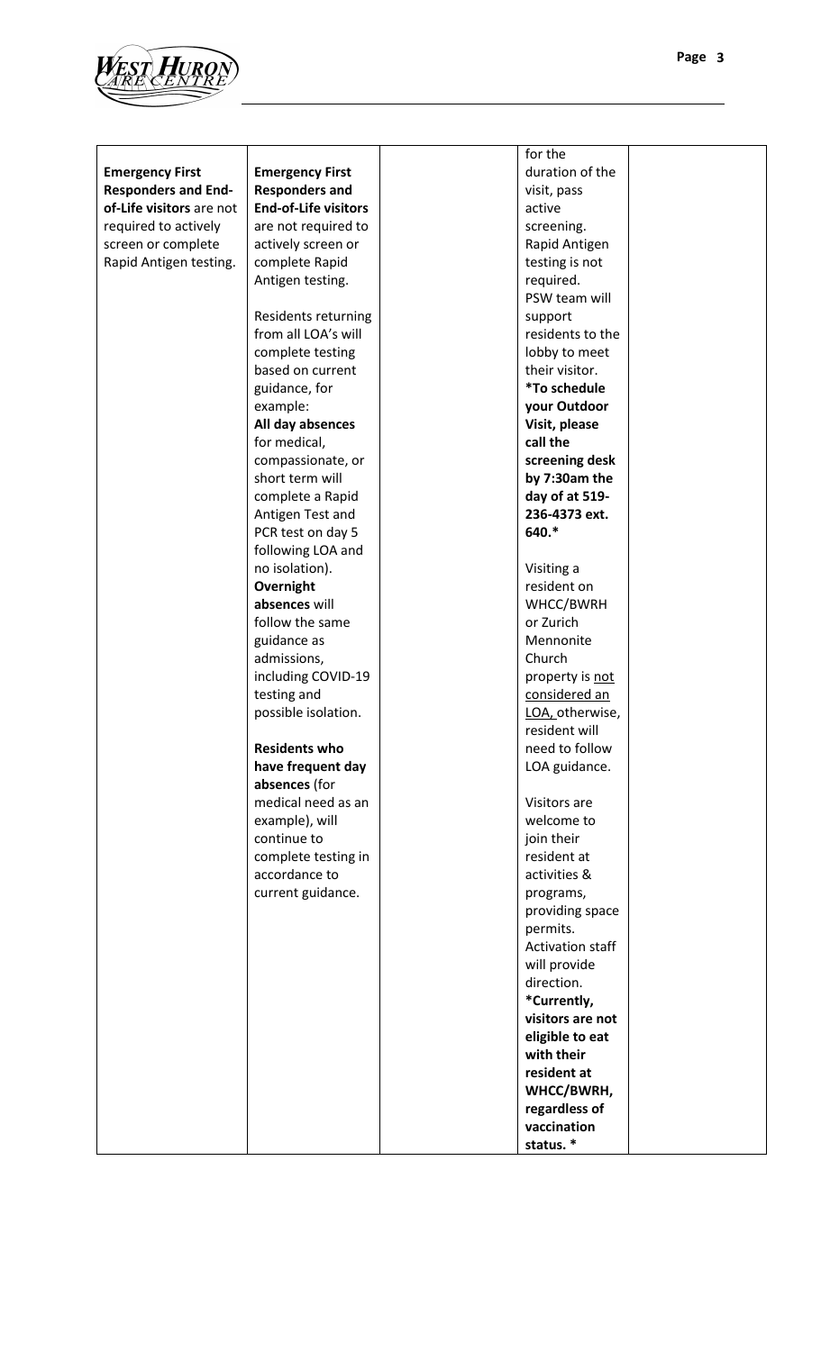| | | | | |
|---|---|---|---|---|
| **Emergency First Responders and End-of-Life visitors** are not required to actively screen or complete Rapid Antigen testing. | **Emergency First Responders and End-of-Life visitors** are not required to actively screen or complete Rapid Antigen testing.<br><br>Residents returning from all LOA's will complete testing based on current guidance, for example:<br>**All day absences** for medical, compassionate, or short term will complete a Rapid Antigen Test and PCR test on day 5 following LOA and no isolation).<br>**Overnight absences** will follow the same guidance as admissions, including COVID-19 testing and possible isolation.<br><br>**Residents who have frequent day absences** (for medical need as an example), will continue to complete testing in accordance to current guidance. | | for the duration of the visit, pass active screening. Rapid Antigen testing is not required. PSW team will support residents to the lobby to meet their visitor.<br>**\*To schedule your Outdoor Visit, please call the screening desk by 7:30am the day of at 519-236-4373 ext. 640.\***<br><br>Visiting a resident on WHCC/BWRH or Zurich Mennonite Church property is <u>not considered an LOA,</u> otherwise, resident will need to follow LOA guidance.<br><br>Visitors are welcome to join their resident at activities & programs, providing space permits. Activation staff will provide direction.<br>**\*Currently, visitors are not eligible to eat with their resident at WHCC/BWRH, regardless of vaccination status. \*** | |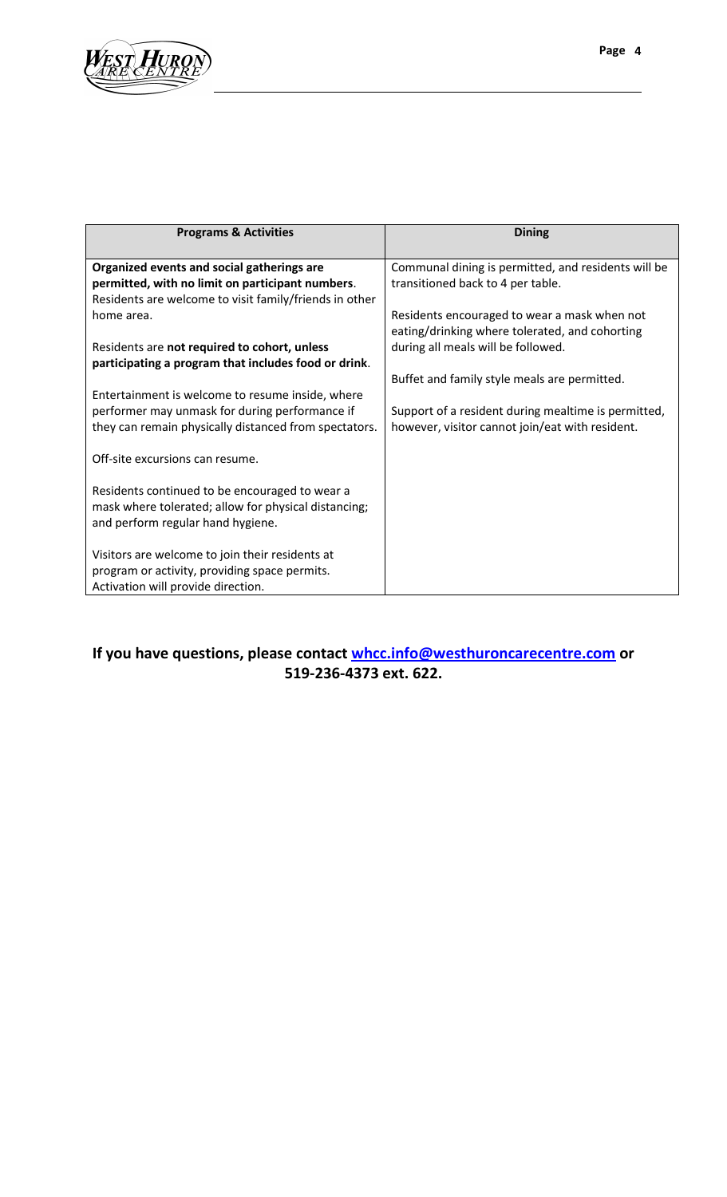| Programs & Activities | Dining |
| --- | --- |
| **Organized events and social gatherings are permitted, with no limit on participant numbers**. Residents are welcome to visit family/friends in other home area.<br><br>Residents are **not required to cohort, unless participating a program that includes food or drink**.<br><br>Entertainment is welcome to resume inside, where performer may unmask for during performance if they can remain physically distanced from spectators.<br><br>Off-site excursions can resume.<br><br>Residents continued to be encouraged to wear a mask where tolerated; allow for physical distancing; and perform regular hand hygiene.<br><br>Visitors are welcome to join their residents at program or activity, providing space permits. Activation will provide direction. | Communal dining is permitted, and residents will be transitioned back to 4 per table.<br><br>Residents encouraged to wear a mask when not eating/drinking where tolerated, and cohorting during all meals will be followed.<br><br>Buffet and family style meals are permitted.<br><br>Support of a resident during mealtime is permitted, however, visitor cannot join/eat with resident. |

**If you have questions, please contact [whcc.info@westhuroncarecentre.com](mailto:whcc.info@westhuroncarecentre.com) or 519-236-4373 ext. 622.**